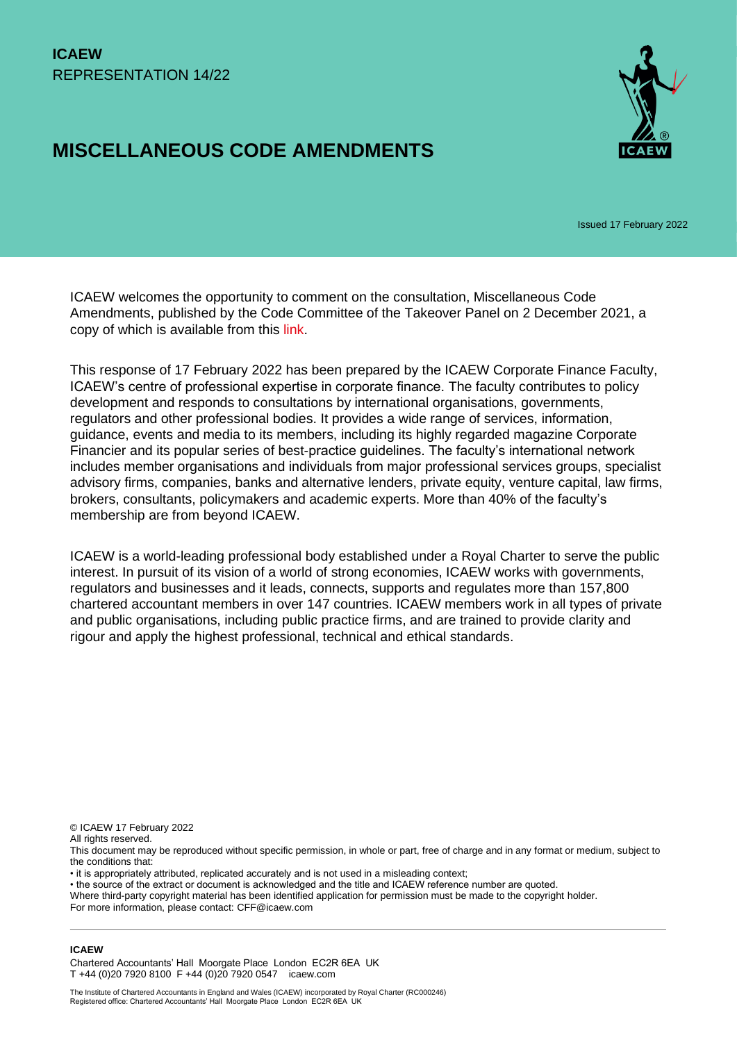**ICAEW**
REPRESENTATION 14/22

# MISCELLANEOUS CODE AMENDMENTS

Issued 17 February 2022

ICAEW welcomes the opportunity to comment on the consultation, Miscellaneous Code Amendments, published by the Code Committee of the Takeover Panel on 2 December 2021, a copy of which is available from this link.

This response of 17 February 2022 has been prepared by the ICAEW Corporate Finance Faculty, ICAEW's centre of professional expertise in corporate finance. The faculty contributes to policy development and responds to consultations by international organisations, governments, regulators and other professional bodies. It provides a wide range of services, information, guidance, events and media to its members, including its highly regarded magazine Corporate Financier and its popular series of best-practice guidelines. The faculty's international network includes member organisations and individuals from major professional services groups, specialist advisory firms, companies, banks and alternative lenders, private equity, venture capital, law firms, brokers, consultants, policymakers and academic experts. More than 40% of the faculty's membership are from beyond ICAEW.

ICAEW is a world-leading professional body established under a Royal Charter to serve the public interest. In pursuit of its vision of a world of strong economies, ICAEW works with governments, regulators and businesses and it leads, connects, supports and regulates more than 157,800 chartered accountant members in over 147 countries. ICAEW members work in all types of private and public organisations, including public practice firms, and are trained to provide clarity and rigour and apply the highest professional, technical and ethical standards.

© ICAEW 17 February 2022
All rights reserved.
This document may be reproduced without specific permission, in whole or part, free of charge and in any format or medium, subject to the conditions that:
• it is appropriately attributed, replicated accurately and is not used in a misleading context;
• the source of the extract or document is acknowledged and the title and ICAEW reference number are quoted.
Where third-party copyright material has been identified application for permission must be made to the copyright holder.
For more information, please contact: CFF@icaew.com

**ICAEW**
Chartered Accountants' Hall Moorgate Place London EC2R 6EA UK
T +44 (0)20 7920 8100 F +44 (0)20 7920 0547 icaew.com

The Institute of Chartered Accountants in England and Wales (ICAEW) incorporated by Royal Charter (RC000246)
Registered office: Chartered Accountants' Hall Moorgate Place London EC2R 6EA UK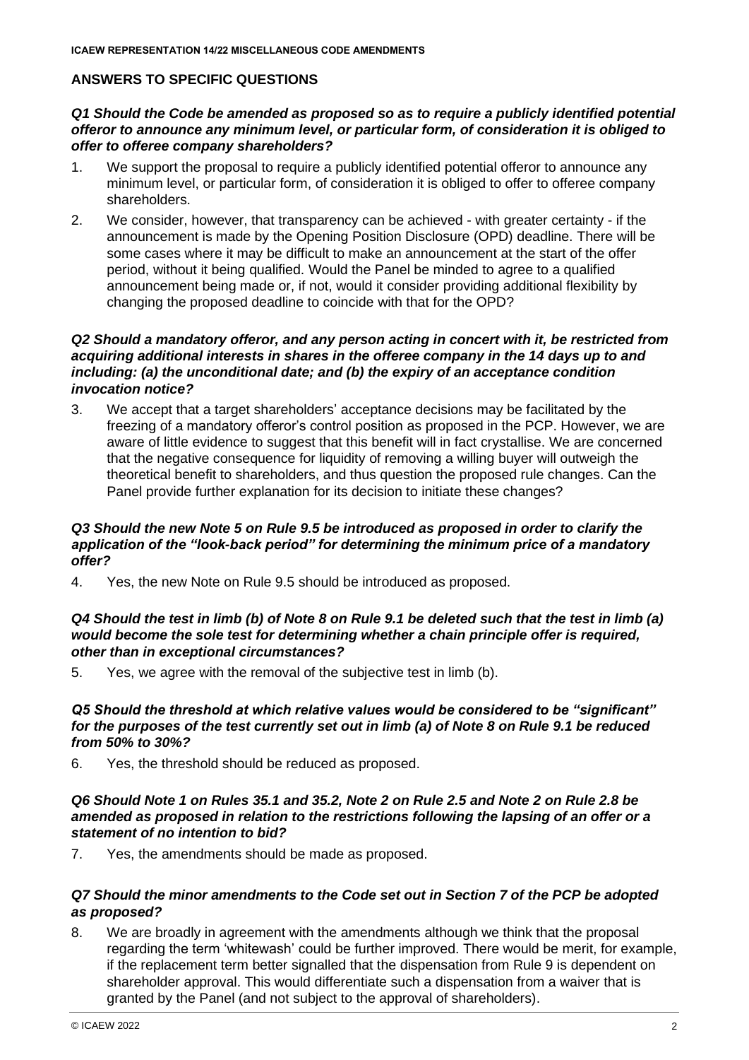## ANSWERS TO SPECIFIC QUESTIONS

***Q1 Should the Code be amended as proposed so as to require a publicly identified potential offeror to announce any minimum level, or particular form, of consideration it is obliged to offer to offeree company shareholders?***

1. We support the proposal to require a publicly identified potential offeror to announce any minimum level, or particular form, of consideration it is obliged to offer to offeree company shareholders.
2. We consider, however, that transparency can be achieved - with greater certainty - if the announcement is made by the Opening Position Disclosure (OPD) deadline. There will be some cases where it may be difficult to make an announcement at the start of the offer period, without it being qualified. Would the Panel be minded to agree to a qualified announcement being made or, if not, would it consider providing additional flexibility by changing the proposed deadline to coincide with that for the OPD?

***Q2 Should a mandatory offeror, and any person acting in concert with it, be restricted from acquiring additional interests in shares in the offeree company in the 14 days up to and including: (a) the unconditional date; and (b) the expiry of an acceptance condition invocation notice?***

3. We accept that a target shareholders' acceptance decisions may be facilitated by the freezing of a mandatory offeror's control position as proposed in the PCP. However, we are aware of little evidence to suggest that this benefit will in fact crystallise. We are concerned that the negative consequence for liquidity of removing a willing buyer will outweigh the theoretical benefit to shareholders, and thus question the proposed rule changes. Can the Panel provide further explanation for its decision to initiate these changes?

***Q3 Should the new Note 5 on Rule 9.5 be introduced as proposed in order to clarify the application of the "look-back period" for determining the minimum price of a mandatory offer?***

4. Yes, the new Note on Rule 9.5 should be introduced as proposed.

***Q4 Should the test in limb (b) of Note 8 on Rule 9.1 be deleted such that the test in limb (a) would become the sole test for determining whether a chain principle offer is required, other than in exceptional circumstances?***

5. Yes, we agree with the removal of the subjective test in limb (b).

***Q5 Should the threshold at which relative values would be considered to be "significant" for the purposes of the test currently set out in limb (a) of Note 8 on Rule 9.1 be reduced from 50% to 30%?***

6. Yes, the threshold should be reduced as proposed.

***Q6 Should Note 1 on Rules 35.1 and 35.2, Note 2 on Rule 2.5 and Note 2 on Rule 2.8 be amended as proposed in relation to the restrictions following the lapsing of an offer or a statement of no intention to bid?***

7. Yes, the amendments should be made as proposed.

***Q7 Should the minor amendments to the Code set out in Section 7 of the PCP be adopted as proposed?***

8. We are broadly in agreement with the amendments although we think that the proposal regarding the term 'whitewash' could be further improved. There would be merit, for example, if the replacement term better signalled that the dispensation from Rule 9 is dependent on shareholder approval. This would differentiate such a dispensation from a waiver that is granted by the Panel (and not subject to the approval of shareholders).